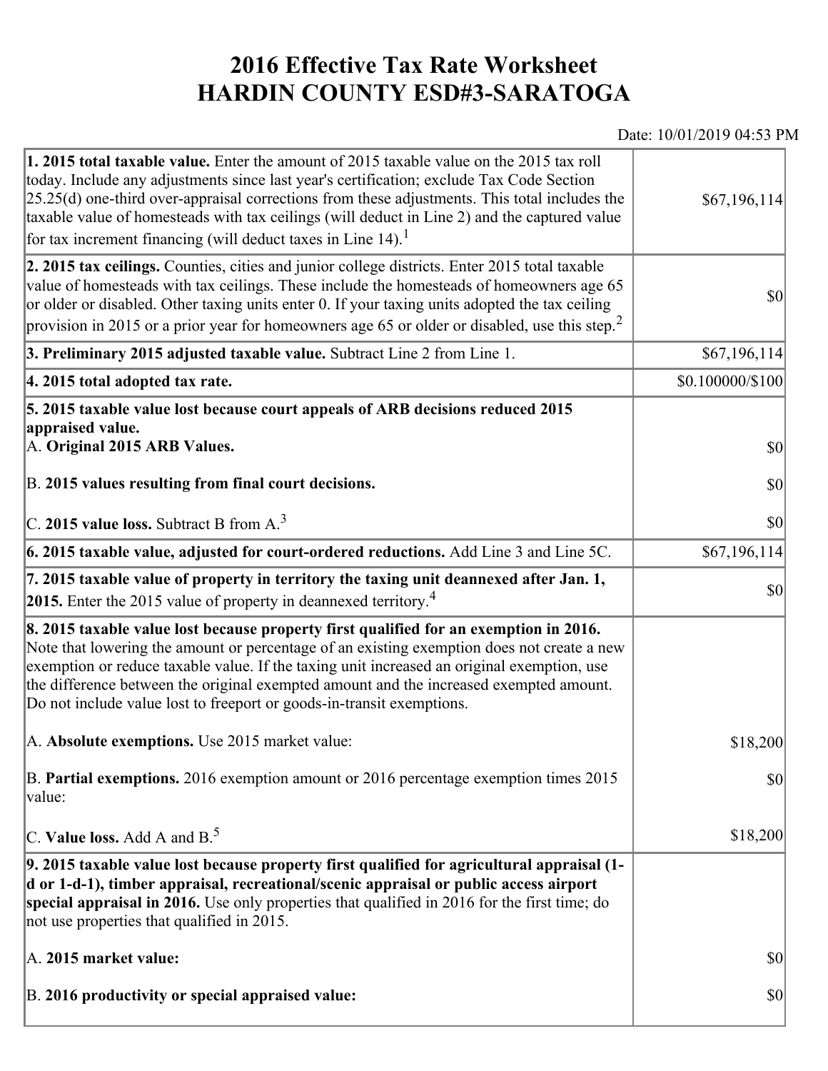# 2016 Effective Tax Rate Worksheet
# HARDIN COUNTY ESD#3-SARATOGA

Date: 10/01/2019 04:53 PM

| | |
|---|---|
| **1. 2015 total taxable value.** Enter the amount of 2015 taxable value on the 2015 tax roll today. Include any adjustments since last year's certification; exclude Tax Code Section 25.25(d) one-third over-appraisal corrections from these adjustments. This total includes the taxable value of homesteads with tax ceilings (will deduct in Line 2) and the captured value for tax increment financing (will deduct taxes in Line 14).[1] | $67,196,114 |
| **2. 2015 tax ceilings.** Counties, cities and junior college districts. Enter 2015 total taxable value of homesteads with tax ceilings. These include the homesteads of homeowners age 65 or older or disabled. Other taxing units enter 0. If your taxing units adopted the tax ceiling provision in 2015 or a prior year for homeowners age 65 or older or disabled, use this step.[2] | $0 |
| **3. Preliminary 2015 adjusted taxable value.** Subtract Line 2 from Line 1. | $67,196,114 |
| **4. 2015 total adopted tax rate.** | $0.100000/$100 |
| **5. 2015 taxable value lost because court appeals of ARB decisions reduced 2015 appraised value.** | |
| A. **Original 2015 ARB Values.** | $0 |
| B. **2015 values resulting from final court decisions.** | $0 |
| C. **2015 value loss.** Subtract B from A.[3] | $0 |
| **6. 2015 taxable value, adjusted for court-ordered reductions.** Add Line 3 and Line 5C. | $67,196,114 |
| **7. 2015 taxable value of property in territory the taxing unit deannexed after Jan. 1, 2015.** Enter the 2015 value of property in deannexed territory.[4] | $0 |
| **8. 2015 taxable value lost because property first qualified for an exemption in 2016.** Note that lowering the amount or percentage of an existing exemption does not create a new exemption or reduce taxable value. If the taxing unit increased an original exemption, use the difference between the original exempted amount and the increased exempted amount. Do not include value lost to freeport or goods-in-transit exemptions. | |
| A. **Absolute exemptions.** Use 2015 market value: | $18,200 |
| B. **Partial exemptions.** 2016 exemption amount or 2016 percentage exemption times 2015 value: | $0 |
| C. **Value loss.** Add A and B.[5] | $18,200 |
| **9. 2015 taxable value lost because property first qualified for agricultural appraisal (1-d or 1-d-1), timber appraisal, recreational/scenic appraisal or public access airport special appraisal in 2016.** Use only properties that qualified in 2016 for the first time; do not use properties that qualified in 2015. | |
| A. **2015 market value:** | $0 |
| B. **2016 productivity or special appraised value:** | $0 |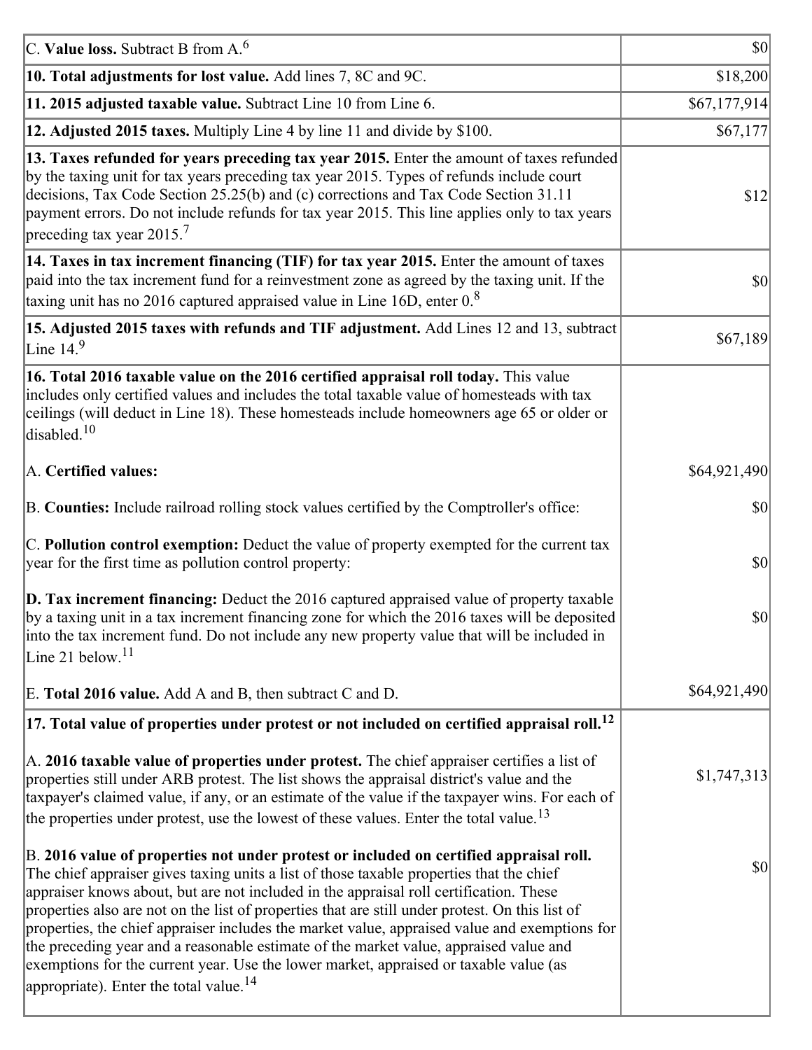| | |
|---|---|
| C. **Value loss.** Subtract B from A.[6] | $0 |
| **10. Total adjustments for lost value.** Add lines 7, 8C and 9C. | $18,200 |
| **11. 2015 adjusted taxable value.** Subtract Line 10 from Line 6. | $67,177,914 |
| **12. Adjusted 2015 taxes.** Multiply Line 4 by line 11 and divide by $100. | $67,177 |
| **13. Taxes refunded for years preceding tax year 2015.** Enter the amount of taxes refunded by the taxing unit for tax years preceding tax year 2015. Types of refunds include court decisions, Tax Code Section 25.25(b) and (c) corrections and Tax Code Section 31.11 payment errors. Do not include refunds for tax year 2015. This line applies only to tax years preceding tax year 2015.[7] | $12 |
| **14. Taxes in tax increment financing (TIF) for tax year 2015.** Enter the amount of taxes paid into the tax increment fund for a reinvestment zone as agreed by the taxing unit. If the taxing unit has no 2016 captured appraised value in Line 16D, enter 0.[8] | $0 |
| **15. Adjusted 2015 taxes with refunds and TIF adjustment.** Add Lines 12 and 13, subtract Line 14.[9] | $67,189 |
| **16. Total 2016 taxable value on the 2016 certified appraisal roll today.** This value includes only certified values and includes the total taxable value of homesteads with tax ceilings (will deduct in Line 18). These homesteads include homeowners age 65 or older or disabled.[10] | |
| A. **Certified values:** | $64,921,490 |
| B. **Counties:** Include railroad rolling stock values certified by the Comptroller's office: | $0 |
| C. **Pollution control exemption:** Deduct the value of property exempted for the current tax year for the first time as pollution control property: | $0 |
| **D. Tax increment financing:** Deduct the 2016 captured appraised value of property taxable by a taxing unit in a tax increment financing zone for which the 2016 taxes will be deposited into the tax increment fund. Do not include any new property value that will be included in Line 21 below.[11] | $0 |
| E. **Total 2016 value.** Add A and B, then subtract C and D. | $64,921,490 |
| **17. Total value of properties under protest or not included on certified appraisal roll.[12]** | |
| A. **2016 taxable value of properties under protest.** The chief appraiser certifies a list of properties still under ARB protest. The list shows the appraisal district's value and the taxpayer's claimed value, if any, or an estimate of the value if the taxpayer wins. For each of the properties under protest, use the lowest of these values. Enter the total value.[13] | $1,747,313 |
| B. **2016 value of properties not under protest or included on certified appraisal roll.** The chief appraiser gives taxing units a list of those taxable properties that the chief appraiser knows about, but are not included in the appraisal roll certification. These properties also are not on the list of properties that are still under protest. On this list of properties, the chief appraiser includes the market value, appraised value and exemptions for the preceding year and a reasonable estimate of the market value, appraised value and exemptions for the current year. Use the lower market, appraised or taxable value (as appropriate). Enter the total value.[14] | $0 |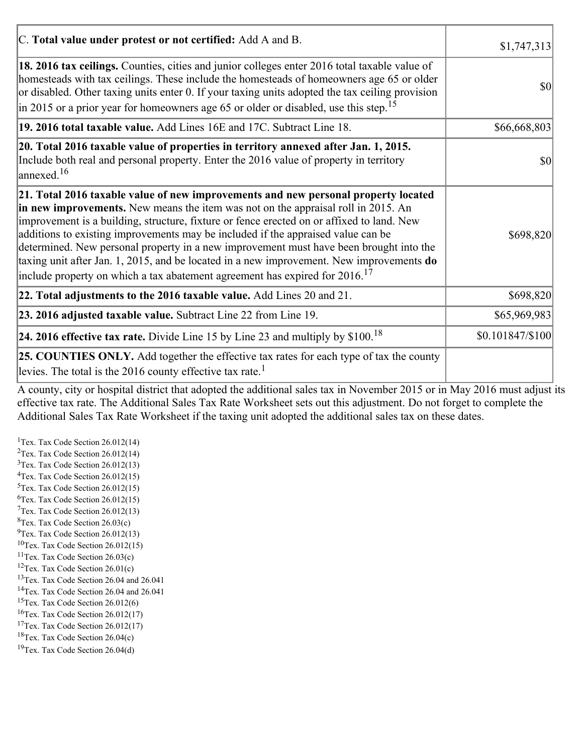| | |
|---|---|
| C. **Total value under protest or not certified:** Add A and B. | $1,747,313 |
| **18. 2016 tax ceilings.** Counties, cities and junior colleges enter 2016 total taxable value of homesteads with tax ceilings. These include the homesteads of homeowners age 65 or older or disabled. Other taxing units enter 0. If your taxing units adopted the tax ceiling provision in 2015 or a prior year for homeowners age 65 or older or disabled, use this step.[15] | $0 |
| **19. 2016 total taxable value.** Add Lines 16E and 17C. Subtract Line 18. | $66,668,803 |
| **20. Total 2016 taxable value of properties in territory annexed after Jan. 1, 2015.** Include both real and personal property. Enter the 2016 value of property in territory annexed.[16] | $0 |
| **21. Total 2016 taxable value of new improvements and new personal property located in new improvements.** New means the item was not on the appraisal roll in 2015. An improvement is a building, structure, fixture or fence erected on or affixed to land. New additions to existing improvements may be included if the appraised value can be determined. New personal property in a new improvement must have been brought into the taxing unit after Jan. 1, 2015, and be located in a new improvement. New improvements **do** include property on which a tax abatement agreement has expired for 2016.[17] | $698,820 |
| **22. Total adjustments to the 2016 taxable value.** Add Lines 20 and 21. | $698,820 |
| **23. 2016 adjusted taxable value.** Subtract Line 22 from Line 19. | $65,969,983 |
| **24. 2016 effective tax rate.** Divide Line 15 by Line 23 and multiply by $100.[18] | $0.101847/$100 |
| **25. COUNTIES ONLY.** Add together the effective tax rates for each type of tax the county levies. The total is the 2016 county effective tax rate.[1] | |

A county, city or hospital district that adopted the additional sales tax in November 2015 or in May 2016 must adjust its effective tax rate. The Additional Sales Tax Rate Worksheet sets out this adjustment. Do not forget to complete the Additional Sales Tax Rate Worksheet if the taxing unit adopted the additional sales tax on these dates.

[1]Tex. Tax Code Section 26.012(14)
[2]Tex. Tax Code Section 26.012(14)
[3]Tex. Tax Code Section 26.012(13)
[4]Tex. Tax Code Section 26.012(15)
[5]Tex. Tax Code Section 26.012(15)
[6]Tex. Tax Code Section 26.012(15)
[7]Tex. Tax Code Section 26.012(13)
[8]Tex. Tax Code Section 26.03(c)
[9]Tex. Tax Code Section 26.012(13)
[10]Tex. Tax Code Section 26.012(15)
[11]Tex. Tax Code Section 26.03(c)
[12]Tex. Tax Code Section 26.01(c)
[13]Tex. Tax Code Section 26.04 and 26.041
[14]Tex. Tax Code Section 26.04 and 26.041
[15]Tex. Tax Code Section 26.012(6)
[16]Tex. Tax Code Section 26.012(17)
[17]Tex. Tax Code Section 26.012(17)
[18]Tex. Tax Code Section 26.04(c)
[19]Tex. Tax Code Section 26.04(d)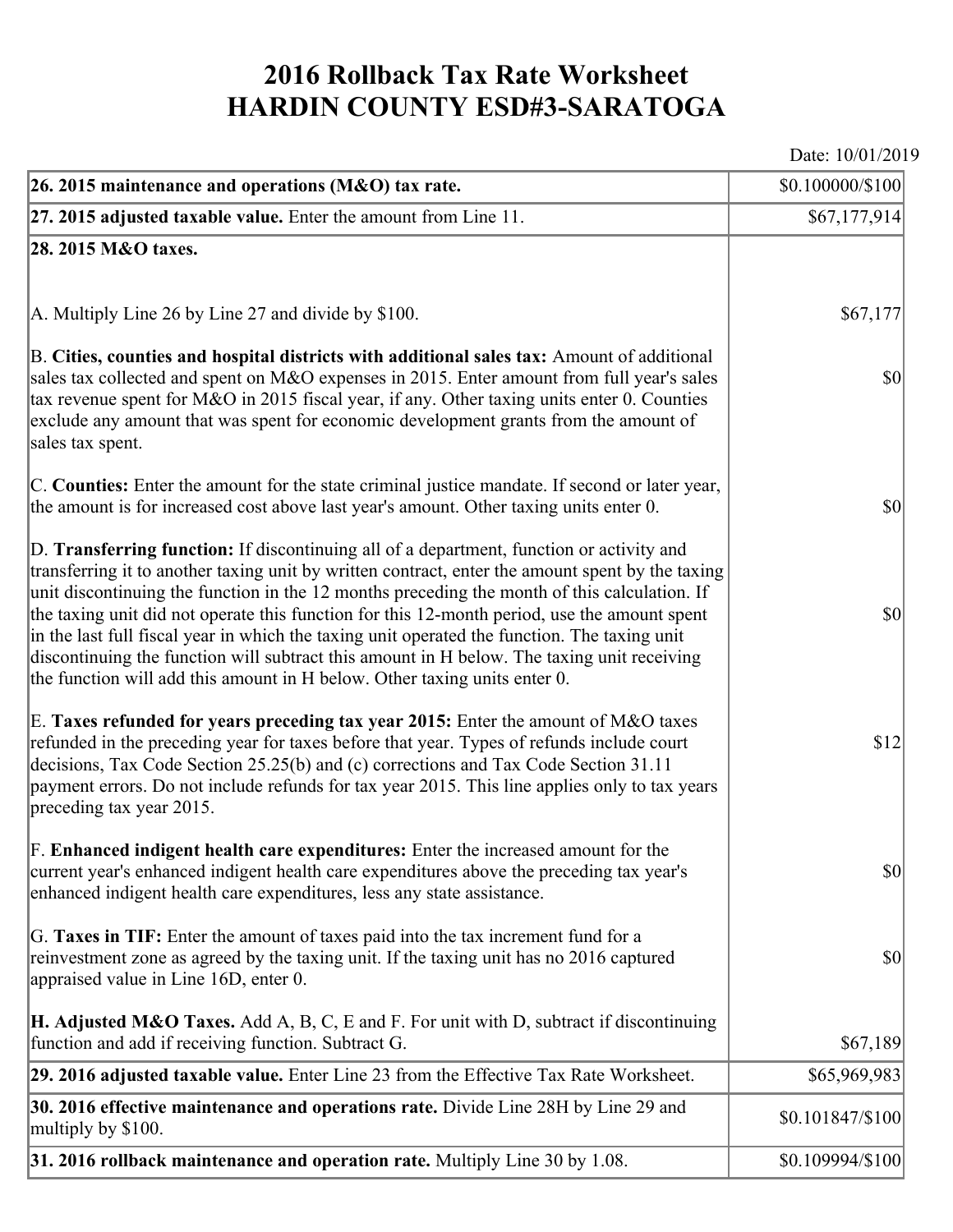# 2016 Rollback Tax Rate Worksheet
# HARDIN COUNTY ESD#3-SARATOGA

Date: 10/01/2019

| | |
|---|---|
| **26. 2015 maintenance and operations (M&O) tax rate.** | $0.100000/$100 |
| **27. 2015 adjusted taxable value.** Enter the amount from Line 11. | $67,177,914 |
| **28. 2015 M&O taxes.** | |
| A. Multiply Line 26 by Line 27 and divide by $100. | $67,177 |
| B. **Cities, counties and hospital districts with additional sales tax:** Amount of additional sales tax collected and spent on M&O expenses in 2015. Enter amount from full year's sales tax revenue spent for M&O in 2015 fiscal year, if any. Other taxing units enter 0. Counties exclude any amount that was spent for economic development grants from the amount of sales tax spent. | $0 |
| C. **Counties:** Enter the amount for the state criminal justice mandate. If second or later year, the amount is for increased cost above last year's amount. Other taxing units enter 0. | $0 |
| D. **Transferring function:** If discontinuing all of a department, function or activity and transferring it to another taxing unit by written contract, enter the amount spent by the taxing unit discontinuing the function in the 12 months preceding the month of this calculation. If the taxing unit did not operate this function for this 12-month period, use the amount spent in the last full fiscal year in which the taxing unit operated the function. The taxing unit discontinuing the function will subtract this amount in H below. The taxing unit receiving the function will add this amount in H below. Other taxing units enter 0. | $0 |
| E. **Taxes refunded for years preceding tax year 2015:** Enter the amount of M&O taxes refunded in the preceding year for taxes before that year. Types of refunds include court decisions, Tax Code Section 25.25(b) and (c) corrections and Tax Code Section 31.11 payment errors. Do not include refunds for tax year 2015. This line applies only to tax years preceding tax year 2015. | $12 |
| F. **Enhanced indigent health care expenditures:** Enter the increased amount for the current year's enhanced indigent health care expenditures above the preceding tax year's enhanced indigent health care expenditures, less any state assistance. | $0 |
| G. **Taxes in TIF:** Enter the amount of taxes paid into the tax increment fund for a reinvestment zone as agreed by the taxing unit. If the taxing unit has no 2016 captured appraised value in Line 16D, enter 0. | $0 |
| **H. Adjusted M&O Taxes.** Add A, B, C, E and F. For unit with D, subtract if discontinuing function and add if receiving function. Subtract G. | $67,189 |
| **29. 2016 adjusted taxable value.** Enter Line 23 from the Effective Tax Rate Worksheet. | $65,969,983 |
| **30. 2016 effective maintenance and operations rate.** Divide Line 28H by Line 29 and multiply by $100. | $0.101847/$100 |
| **31. 2016 rollback maintenance and operation rate.** Multiply Line 30 by 1.08. | $0.109994/$100 |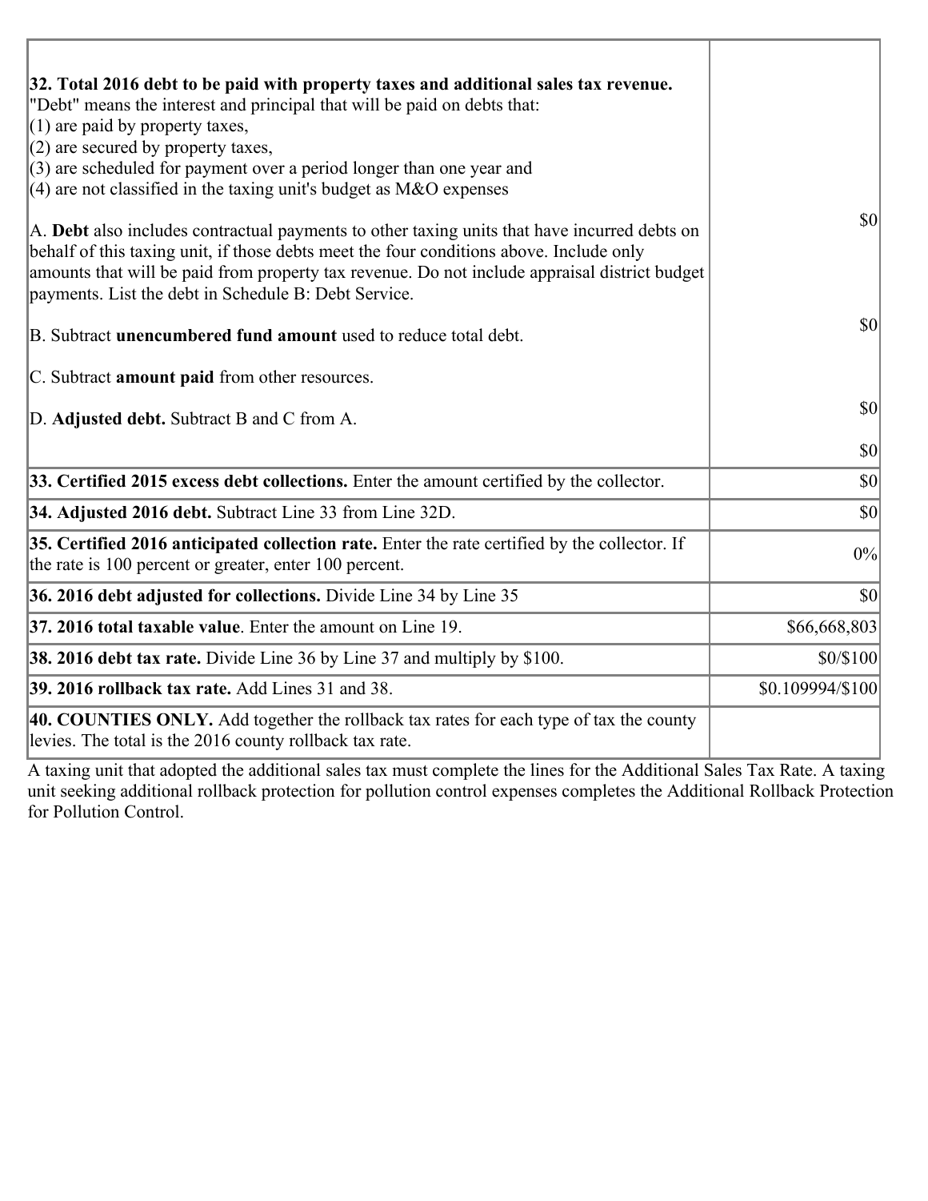| | |
|---|---|
| **32. Total 2016 debt to be paid with property taxes and additional sales tax revenue.**<br>"Debt" means the interest and principal that will be paid on debts that:<br>(1) are paid by property taxes,<br>(2) are secured by property taxes,<br>(3) are scheduled for payment over a period longer than one year and<br>(4) are not classified in the taxing unit's budget as M&O expenses<br><br>A. **Debt** also includes contractual payments to other taxing units that have incurred debts on behalf of this taxing unit, if those debts meet the four conditions above. Include only amounts that will be paid from property tax revenue. Do not include appraisal district budget payments. List the debt in Schedule B: Debt Service.<br><br>B. Subtract **unencumbered fund amount** used to reduce total debt.<br><br>C. Subtract **amount paid** from other resources.<br><br>D. **Adjusted debt.** Subtract B and C from A. | $0<br><br>$0<br><br>$0<br><br>$0 |
| **33. Certified 2015 excess debt collections.** Enter the amount certified by the collector. | $0 |
| **34. Adjusted 2016 debt.** Subtract Line 33 from Line 32D. | $0 |
| **35. Certified 2016 anticipated collection rate.** Enter the rate certified by the collector. If the rate is 100 percent or greater, enter 100 percent. | 0% |
| **36. 2016 debt adjusted for collections.** Divide Line 34 by Line 35 | $0 |
| **37. 2016 total taxable value**. Enter the amount on Line 19. | $66,668,803 |
| **38. 2016 debt tax rate.** Divide Line 36 by Line 37 and multiply by $100. | $0/$100 |
| **39. 2016 rollback tax rate.** Add Lines 31 and 38. | $0.109994/$100 |
| **40. COUNTIES ONLY.** Add together the rollback tax rates for each type of tax the county levies. The total is the 2016 county rollback tax rate. | |

A taxing unit that adopted the additional sales tax must complete the lines for the Additional Sales Tax Rate. A taxing unit seeking additional rollback protection for pollution control expenses completes the Additional Rollback Protection for Pollution Control.